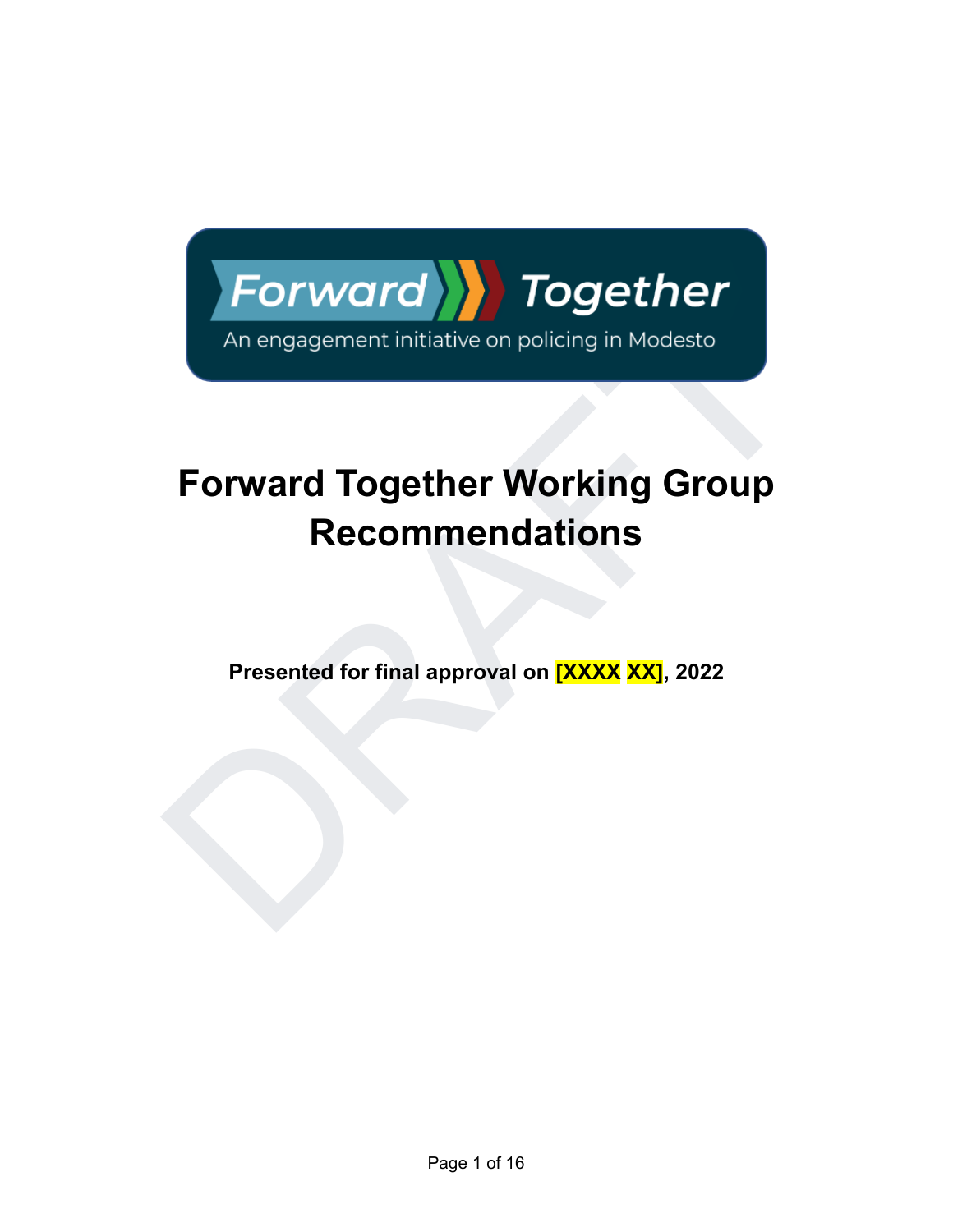Forward Together

An engagement initiative on policing in Modesto

# Forward Together Working Group Recommendations

**Presented for final approval on [XXXX XX], 2022**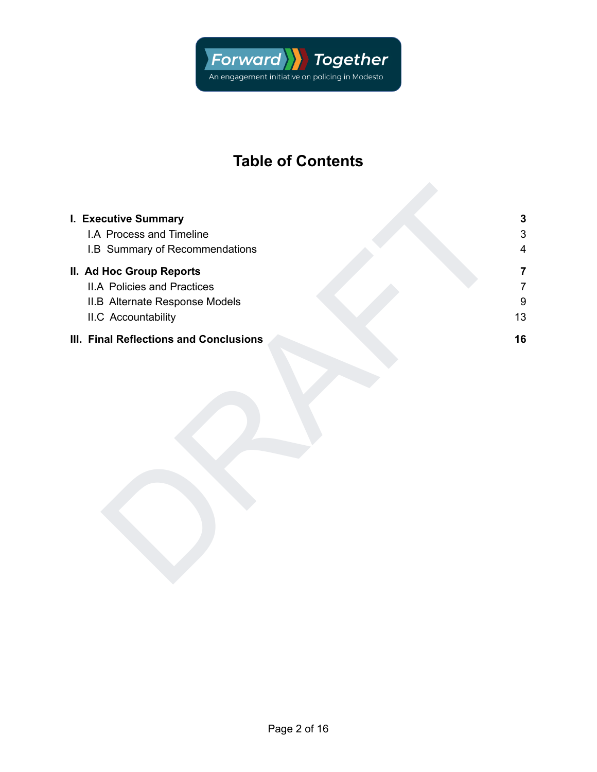# Table of Contents

| | |
|---|---|
| **I. Executive Summary** | **3** |
| I.A Process and Timeline | 3 |
| I.B Summary of Recommendations | 4 |
| **II. Ad Hoc Group Reports** | **7** |
| II.A Policies and Practices | 7 |
| II.B Alternate Response Models | 9 |
| II.C Accountability | 13 |
| **III. Final Reflections and Conclusions** | **16** |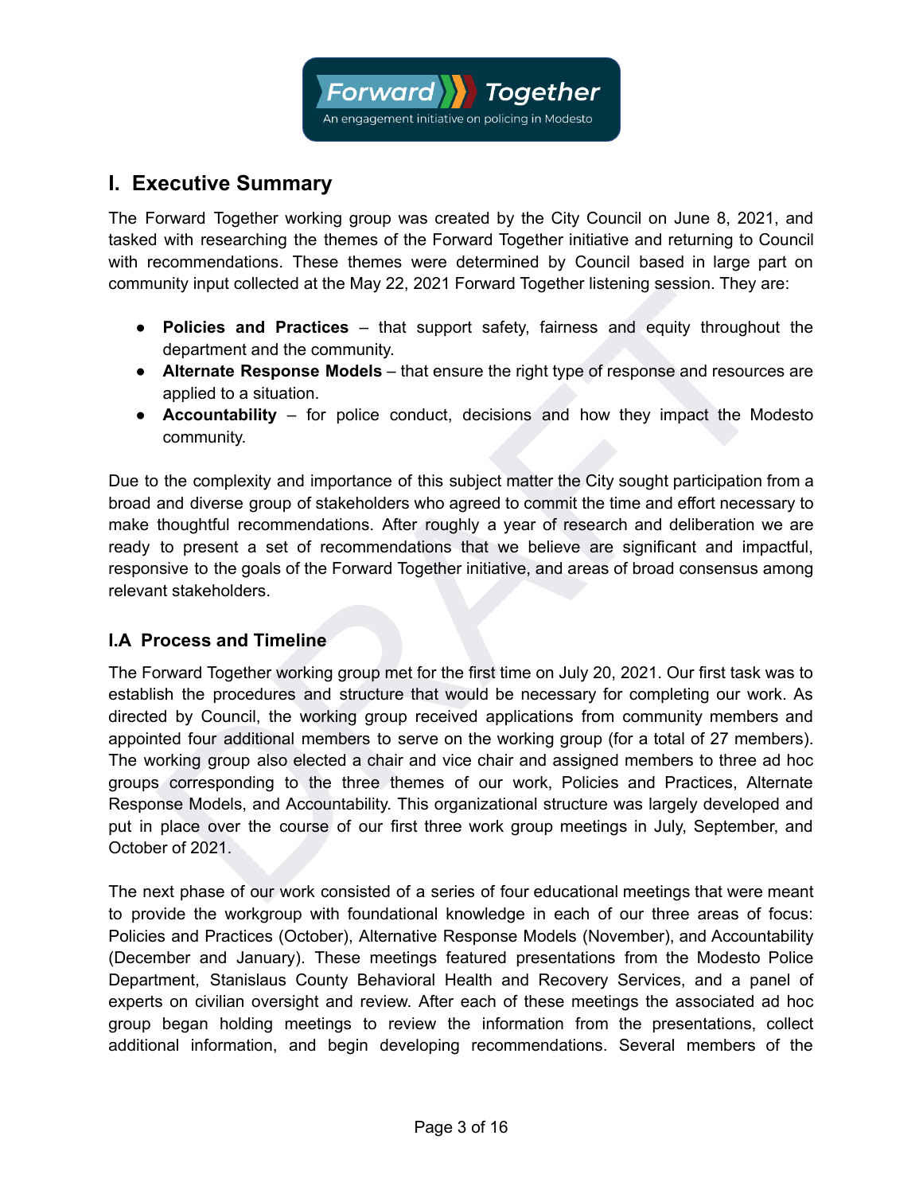## I. Executive Summary

The Forward Together working group was created by the City Council on June 8, 2021, and tasked with researching the themes of the Forward Together initiative and returning to Council with recommendations. These themes were determined by Council based in large part on community input collected at the May 22, 2021 Forward Together listening session. They are:

- **Policies and Practices** – that support safety, fairness and equity throughout the department and the community.
- **Alternate Response Models** – that ensure the right type of response and resources are applied to a situation.
- **Accountability** – for police conduct, decisions and how they impact the Modesto community.

Due to the complexity and importance of this subject matter the City sought participation from a broad and diverse group of stakeholders who agreed to commit the time and effort necessary to make thoughtful recommendations. After roughly a year of research and deliberation we are ready to present a set of recommendations that we believe are significant and impactful, responsive to the goals of the Forward Together initiative, and areas of broad consensus among relevant stakeholders.

### I.A Process and Timeline

The Forward Together working group met for the first time on July 20, 2021. Our first task was to establish the procedures and structure that would be necessary for completing our work. As directed by Council, the working group received applications from community members and appointed four additional members to serve on the working group (for a total of 27 members). The working group also elected a chair and vice chair and assigned members to three ad hoc groups corresponding to the three themes of our work, Policies and Practices, Alternate Response Models, and Accountability. This organizational structure was largely developed and put in place over the course of our first three work group meetings in July, September, and October of 2021.

The next phase of our work consisted of a series of four educational meetings that were meant to provide the workgroup with foundational knowledge in each of our three areas of focus: Policies and Practices (October), Alternative Response Models (November), and Accountability (December and January). These meetings featured presentations from the Modesto Police Department, Stanislaus County Behavioral Health and Recovery Services, and a panel of experts on civilian oversight and review. After each of these meetings the associated ad hoc group began holding meetings to review the information from the presentations, collect additional information, and begin developing recommendations. Several members of the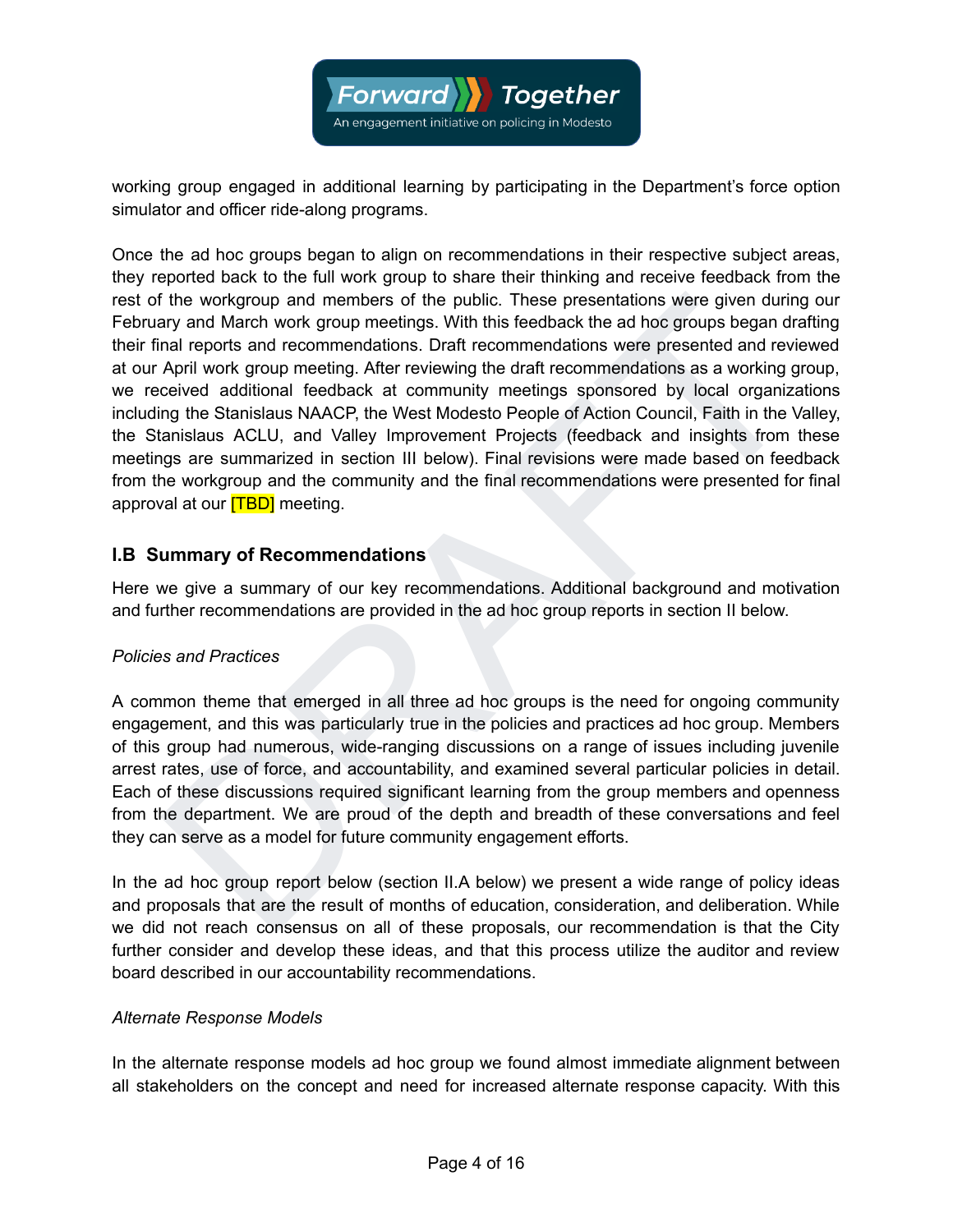working group engaged in additional learning by participating in the Department's force option simulator and officer ride-along programs.

Once the ad hoc groups began to align on recommendations in their respective subject areas, they reported back to the full work group to share their thinking and receive feedback from the rest of the workgroup and members of the public. These presentations were given during our February and March work group meetings. With this feedback the ad hoc groups began drafting their final reports and recommendations. Draft recommendations were presented and reviewed at our April work group meeting. After reviewing the draft recommendations as a working group, we received additional feedback at community meetings sponsored by local organizations including the Stanislaus NAACP, the West Modesto People of Action Council, Faith in the Valley, the Stanislaus ACLU, and Valley Improvement Projects (feedback and insights from these meetings are summarized in section III below). Final revisions were made based on feedback from the workgroup and the community and the final recommendations were presented for final approval at our [TBD] meeting.

## I.B Summary of Recommendations

Here we give a summary of our key recommendations. Additional background and motivation and further recommendations are provided in the ad hoc group reports in section II below.

*Policies and Practices*

A common theme that emerged in all three ad hoc groups is the need for ongoing community engagement, and this was particularly true in the policies and practices ad hoc group. Members of this group had numerous, wide-ranging discussions on a range of issues including juvenile arrest rates, use of force, and accountability, and examined several particular policies in detail. Each of these discussions required significant learning from the group members and openness from the department. We are proud of the depth and breadth of these conversations and feel they can serve as a model for future community engagement efforts.

In the ad hoc group report below (section II.A below) we present a wide range of policy ideas and proposals that are the result of months of education, consideration, and deliberation. While we did not reach consensus on all of these proposals, our recommendation is that the City further consider and develop these ideas, and that this process utilize the auditor and review board described in our accountability recommendations.

*Alternate Response Models*

In the alternate response models ad hoc group we found almost immediate alignment between all stakeholders on the concept and need for increased alternate response capacity. With this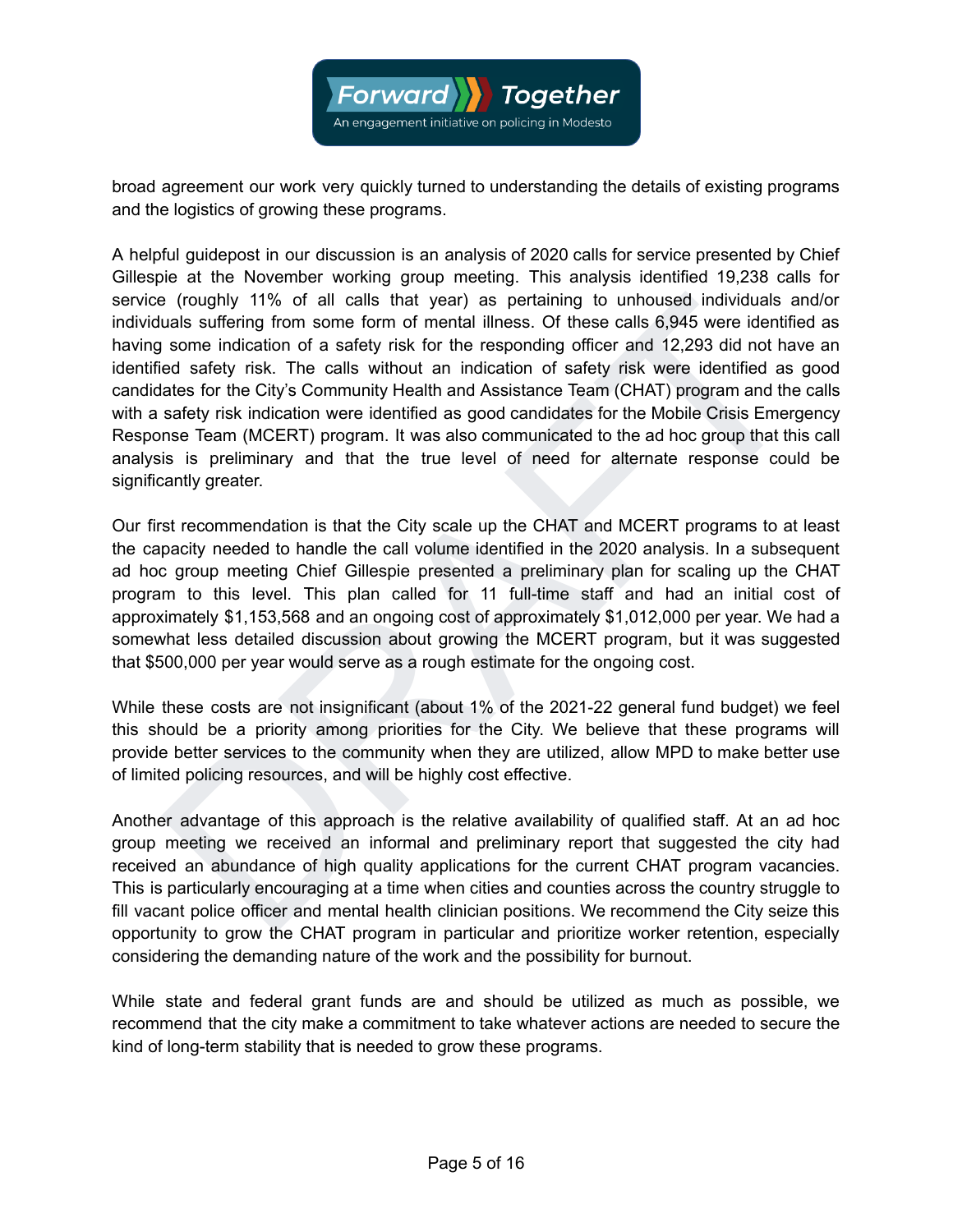broad agreement our work very quickly turned to understanding the details of existing programs and the logistics of growing these programs.

A helpful guidepost in our discussion is an analysis of 2020 calls for service presented by Chief Gillespie at the November working group meeting. This analysis identified 19,238 calls for service (roughly 11% of all calls that year) as pertaining to unhoused individuals and/or individuals suffering from some form of mental illness. Of these calls 6,945 were identified as having some indication of a safety risk for the responding officer and 12,293 did not have an identified safety risk. The calls without an indication of safety risk were identified as good candidates for the City's Community Health and Assistance Team (CHAT) program and the calls with a safety risk indication were identified as good candidates for the Mobile Crisis Emergency Response Team (MCERT) program. It was also communicated to the ad hoc group that this call analysis is preliminary and that the true level of need for alternate response could be significantly greater.

Our first recommendation is that the City scale up the CHAT and MCERT programs to at least the capacity needed to handle the call volume identified in the 2020 analysis. In a subsequent ad hoc group meeting Chief Gillespie presented a preliminary plan for scaling up the CHAT program to this level. This plan called for 11 full-time staff and had an initial cost of approximately $1,153,568 and an ongoing cost of approximately $1,012,000 per year. We had a somewhat less detailed discussion about growing the MCERT program, but it was suggested that $500,000 per year would serve as a rough estimate for the ongoing cost.

While these costs are not insignificant (about 1% of the 2021-22 general fund budget) we feel this should be a priority among priorities for the City. We believe that these programs will provide better services to the community when they are utilized, allow MPD to make better use of limited policing resources, and will be highly cost effective.

Another advantage of this approach is the relative availability of qualified staff. At an ad hoc group meeting we received an informal and preliminary report that suggested the city had received an abundance of high quality applications for the current CHAT program vacancies. This is particularly encouraging at a time when cities and counties across the country struggle to fill vacant police officer and mental health clinician positions. We recommend the City seize this opportunity to grow the CHAT program in particular and prioritize worker retention, especially considering the demanding nature of the work and the possibility for burnout.

While state and federal grant funds are and should be utilized as much as possible, we recommend that the city make a commitment to take whatever actions are needed to secure the kind of long-term stability that is needed to grow these programs.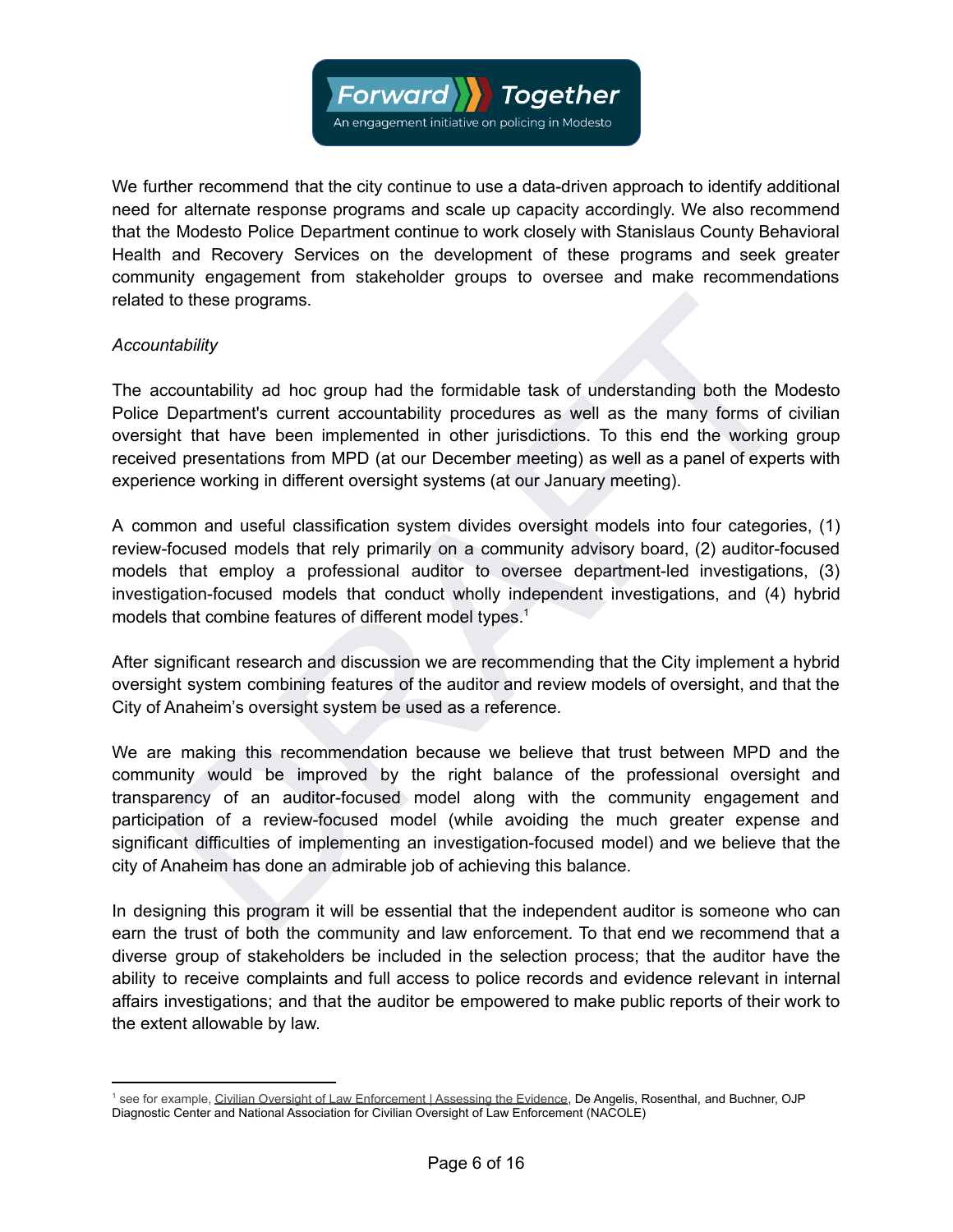We further recommend that the city continue to use a data-driven approach to identify additional need for alternate response programs and scale up capacity accordingly. We also recommend that the Modesto Police Department continue to work closely with Stanislaus County Behavioral Health and Recovery Services on the development of these programs and seek greater community engagement from stakeholder groups to oversee and make recommendations related to these programs.

*Accountability*

The accountability ad hoc group had the formidable task of understanding both the Modesto Police Department's current accountability procedures as well as the many forms of civilian oversight that have been implemented in other jurisdictions. To this end the working group received presentations from MPD (at our December meeting) as well as a panel of experts with experience working in different oversight systems (at our January meeting).

A common and useful classification system divides oversight models into four categories, (1) review-focused models that rely primarily on a community advisory board, (2) auditor-focused models that employ a professional auditor to oversee department-led investigations, (3) investigation-focused models that conduct wholly independent investigations, and (4) hybrid models that combine features of different model types.[1]

After significant research and discussion we are recommending that the City implement a hybrid oversight system combining features of the auditor and review models of oversight, and that the City of Anaheim's oversight system be used as a reference.

We are making this recommendation because we believe that trust between MPD and the community would be improved by the right balance of the professional oversight and transparency of an auditor-focused model along with the community engagement and participation of a review-focused model (while avoiding the much greater expense and significant difficulties of implementing an investigation-focused model) and we believe that the city of Anaheim has done an admirable job of achieving this balance.

In designing this program it will be essential that the independent auditor is someone who can earn the trust of both the community and law enforcement. To that end we recommend that a diverse group of stakeholders be included in the selection process; that the auditor have the ability to receive complaints and full access to police records and evidence relevant in internal affairs investigations; and that the auditor be empowered to make public reports of their work to the extent allowable by law.

---

[1] see for example, Civilian Oversight of Law Enforcement | Assessing the Evidence, De Angelis, Rosenthal, and Buchner, OJP Diagnostic Center and National Association for Civilian Oversight of Law Enforcement (NACOLE)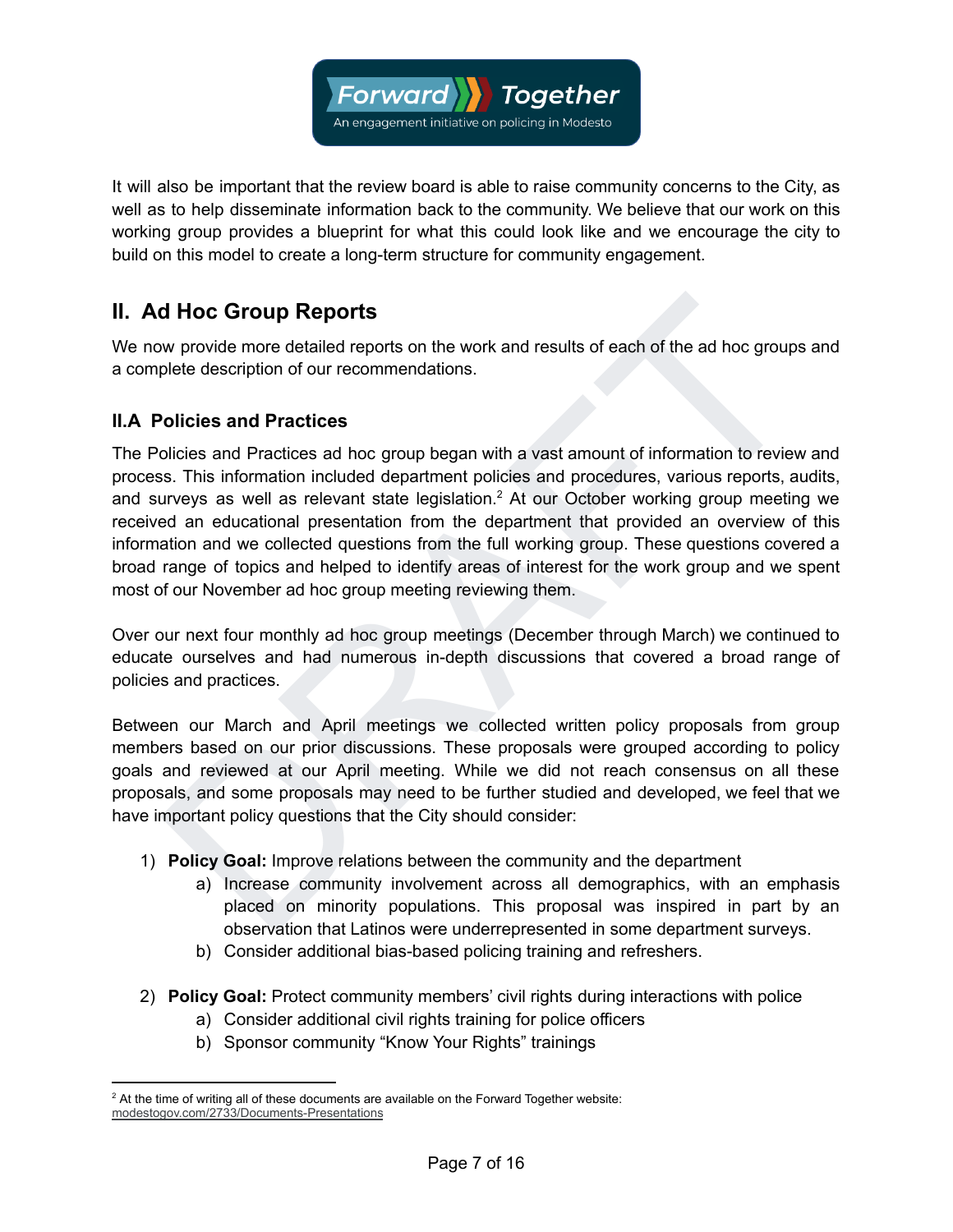It will also be important that the review board is able to raise community concerns to the City, as well as to help disseminate information back to the community. We believe that our work on this working group provides a blueprint for what this could look like and we encourage the city to build on this model to create a long-term structure for community engagement.

## II. Ad Hoc Group Reports

We now provide more detailed reports on the work and results of each of the ad hoc groups and a complete description of our recommendations.

### II.A Policies and Practices

The Policies and Practices ad hoc group began with a vast amount of information to review and process. This information included department policies and procedures, various reports, audits, and surveys as well as relevant state legislation.[2] At our October working group meeting we received an educational presentation from the department that provided an overview of this information and we collected questions from the full working group. These questions covered a broad range of topics and helped to identify areas of interest for the work group and we spent most of our November ad hoc group meeting reviewing them.

Over our next four monthly ad hoc group meetings (December through March) we continued to educate ourselves and had numerous in-depth discussions that covered a broad range of policies and practices.

Between our March and April meetings we collected written policy proposals from group members based on our prior discussions. These proposals were grouped according to policy goals and reviewed at our April meeting. While we did not reach consensus on all these proposals, and some proposals may need to be further studied and developed, we feel that we have important policy questions that the City should consider:

1) **Policy Goal:** Improve relations between the community and the department
    a) Increase community involvement across all demographics, with an emphasis placed on minority populations. This proposal was inspired in part by an observation that Latinos were underrepresented in some department surveys.
    b) Consider additional bias-based policing training and refreshers.

2) **Policy Goal:** Protect community members' civil rights during interactions with police
    a) Consider additional civil rights training for police officers
    b) Sponsor community "Know Your Rights" trainings

---

[2] At the time of writing all of these documents are available on the Forward Together website: modestogov.com/2733/Documents-Presentations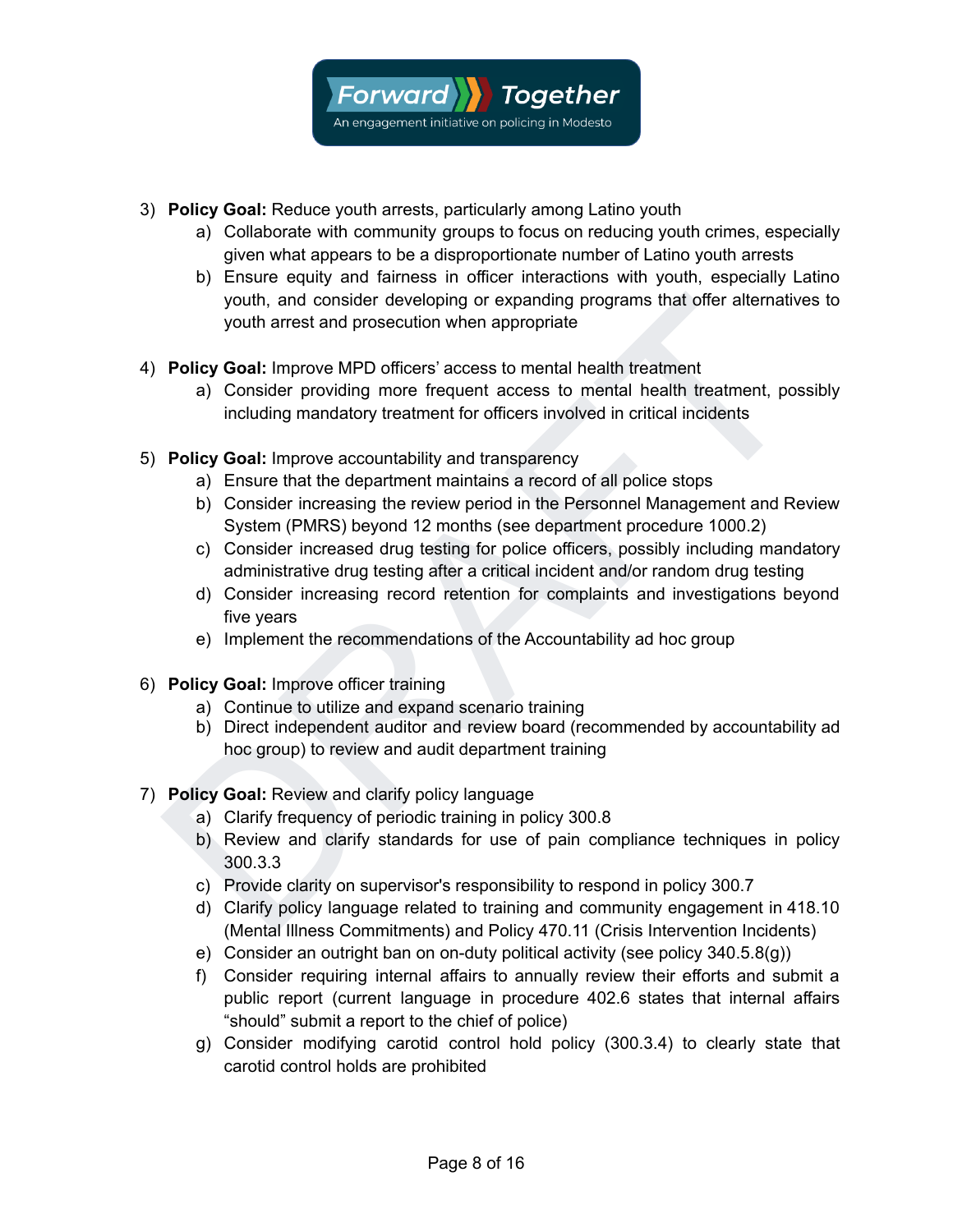3) **Policy Goal:** Reduce youth arrests, particularly among Latino youth
    a) Collaborate with community groups to focus on reducing youth crimes, especially given what appears to be a disproportionate number of Latino youth arrests
    b) Ensure equity and fairness in officer interactions with youth, especially Latino youth, and consider developing or expanding programs that offer alternatives to youth arrest and prosecution when appropriate

4) **Policy Goal:** Improve MPD officers' access to mental health treatment
    a) Consider providing more frequent access to mental health treatment, possibly including mandatory treatment for officers involved in critical incidents

5) **Policy Goal:** Improve accountability and transparency
    a) Ensure that the department maintains a record of all police stops
    b) Consider increasing the review period in the Personnel Management and Review System (PMRS) beyond 12 months (see department procedure 1000.2)
    c) Consider increased drug testing for police officers, possibly including mandatory administrative drug testing after a critical incident and/or random drug testing
    d) Consider increasing record retention for complaints and investigations beyond five years
    e) Implement the recommendations of the Accountability ad hoc group

6) **Policy Goal:** Improve officer training
    a) Continue to utilize and expand scenario training
    b) Direct independent auditor and review board (recommended by accountability ad hoc group) to review and audit department training

7) **Policy Goal:** Review and clarify policy language
    a) Clarify frequency of periodic training in policy 300.8
    b) Review and clarify standards for use of pain compliance techniques in policy 300.3.3
    c) Provide clarity on supervisor's responsibility to respond in policy 300.7
    d) Clarify policy language related to training and community engagement in 418.10 (Mental Illness Commitments) and Policy 470.11 (Crisis Intervention Incidents)
    e) Consider an outright ban on on-duty political activity (see policy 340.5.8(g))
    f) Consider requiring internal affairs to annually review their efforts and submit a public report (current language in procedure 402.6 states that internal affairs "should" submit a report to the chief of police)
    g) Consider modifying carotid control hold policy (300.3.4) to clearly state that carotid control holds are prohibited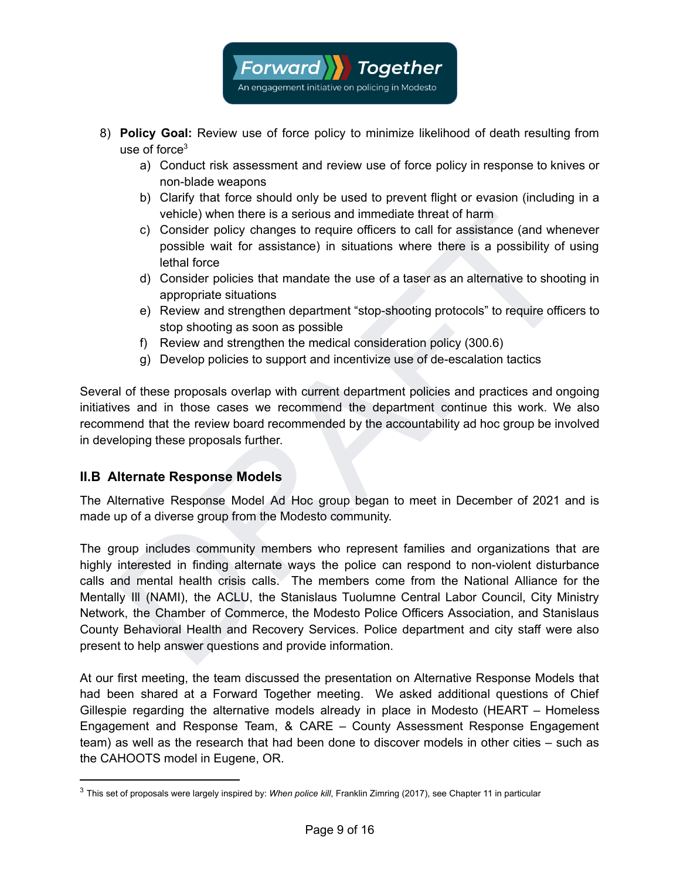8) **Policy Goal:** Review use of force policy to minimize likelihood of death resulting from use of force[3]
   a) Conduct risk assessment and review use of force policy in response to knives or non-blade weapons
   b) Clarify that force should only be used to prevent flight or evasion (including in a vehicle) when there is a serious and immediate threat of harm
   c) Consider policy changes to require officers to call for assistance (and whenever possible wait for assistance) in situations where there is a possibility of using lethal force
   d) Consider policies that mandate the use of a taser as an alternative to shooting in appropriate situations
   e) Review and strengthen department "stop-shooting protocols" to require officers to stop shooting as soon as possible
   f) Review and strengthen the medical consideration policy (300.6)
   g) Develop policies to support and incentivize use of de-escalation tactics

Several of these proposals overlap with current department policies and practices and ongoing initiatives and in those cases we recommend the department continue this work. We also recommend that the review board recommended by the accountability ad hoc group be involved in developing these proposals further.

## II.B Alternate Response Models

The Alternative Response Model Ad Hoc group began to meet in December of 2021 and is made up of a diverse group from the Modesto community.

The group includes community members who represent families and organizations that are highly interested in finding alternate ways the police can respond to non-violent disturbance calls and mental health crisis calls. The members come from the National Alliance for the Mentally Ill (NAMI), the ACLU, the Stanislaus Tuolumne Central Labor Council, City Ministry Network, the Chamber of Commerce, the Modesto Police Officers Association, and Stanislaus County Behavioral Health and Recovery Services. Police department and city staff were also present to help answer questions and provide information.

At our first meeting, the team discussed the presentation on Alternative Response Models that had been shared at a Forward Together meeting. We asked additional questions of Chief Gillespie regarding the alternative models already in place in Modesto (HEART – Homeless Engagement and Response Team, & CARE – County Assessment Response Engagement team) as well as the research that had been done to discover models in other cities – such as the CAHOOTS model in Eugene, OR.

[3] This set of proposals were largely inspired by: *When police kill*, Franklin Zimring (2017), see Chapter 11 in particular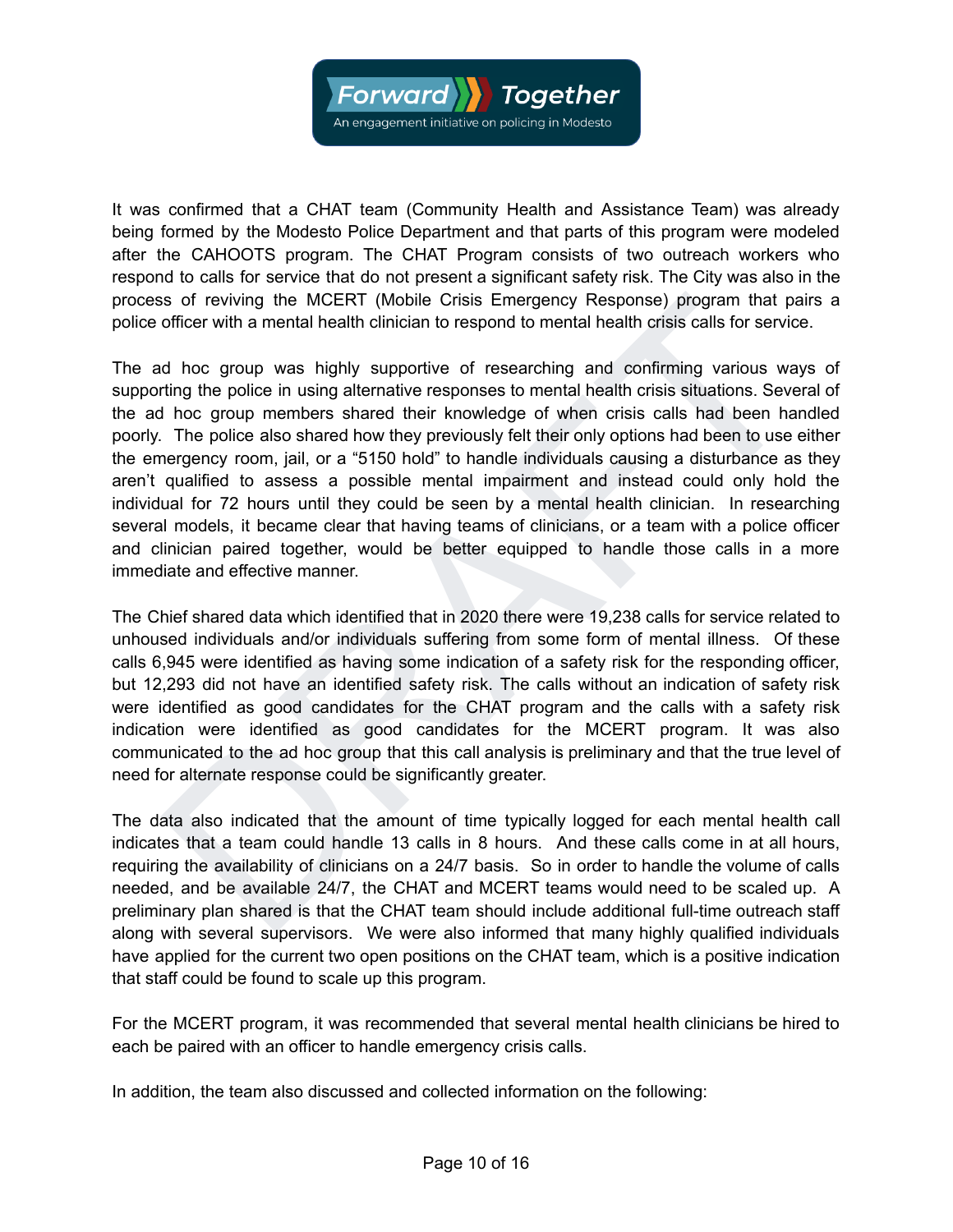It was confirmed that a CHAT team (Community Health and Assistance Team) was already being formed by the Modesto Police Department and that parts of this program were modeled after the CAHOOTS program. The CHAT Program consists of two outreach workers who respond to calls for service that do not present a significant safety risk. The City was also in the process of reviving the MCERT (Mobile Crisis Emergency Response) program that pairs a police officer with a mental health clinician to respond to mental health crisis calls for service.

The ad hoc group was highly supportive of researching and confirming various ways of supporting the police in using alternative responses to mental health crisis situations. Several of the ad hoc group members shared their knowledge of when crisis calls had been handled poorly. The police also shared how they previously felt their only options had been to use either the emergency room, jail, or a "5150 hold" to handle individuals causing a disturbance as they aren't qualified to assess a possible mental impairment and instead could only hold the individual for 72 hours until they could be seen by a mental health clinician. In researching several models, it became clear that having teams of clinicians, or a team with a police officer and clinician paired together, would be better equipped to handle those calls in a more immediate and effective manner.

The Chief shared data which identified that in 2020 there were 19,238 calls for service related to unhoused individuals and/or individuals suffering from some form of mental illness. Of these calls 6,945 were identified as having some indication of a safety risk for the responding officer, but 12,293 did not have an identified safety risk. The calls without an indication of safety risk were identified as good candidates for the CHAT program and the calls with a safety risk indication were identified as good candidates for the MCERT program. It was also communicated to the ad hoc group that this call analysis is preliminary and that the true level of need for alternate response could be significantly greater.

The data also indicated that the amount of time typically logged for each mental health call indicates that a team could handle 13 calls in 8 hours. And these calls come in at all hours, requiring the availability of clinicians on a 24/7 basis. So in order to handle the volume of calls needed, and be available 24/7, the CHAT and MCERT teams would need to be scaled up. A preliminary plan shared is that the CHAT team should include additional full-time outreach staff along with several supervisors. We were also informed that many highly qualified individuals have applied for the current two open positions on the CHAT team, which is a positive indication that staff could be found to scale up this program.

For the MCERT program, it was recommended that several mental health clinicians be hired to each be paired with an officer to handle emergency crisis calls.

In addition, the team also discussed and collected information on the following: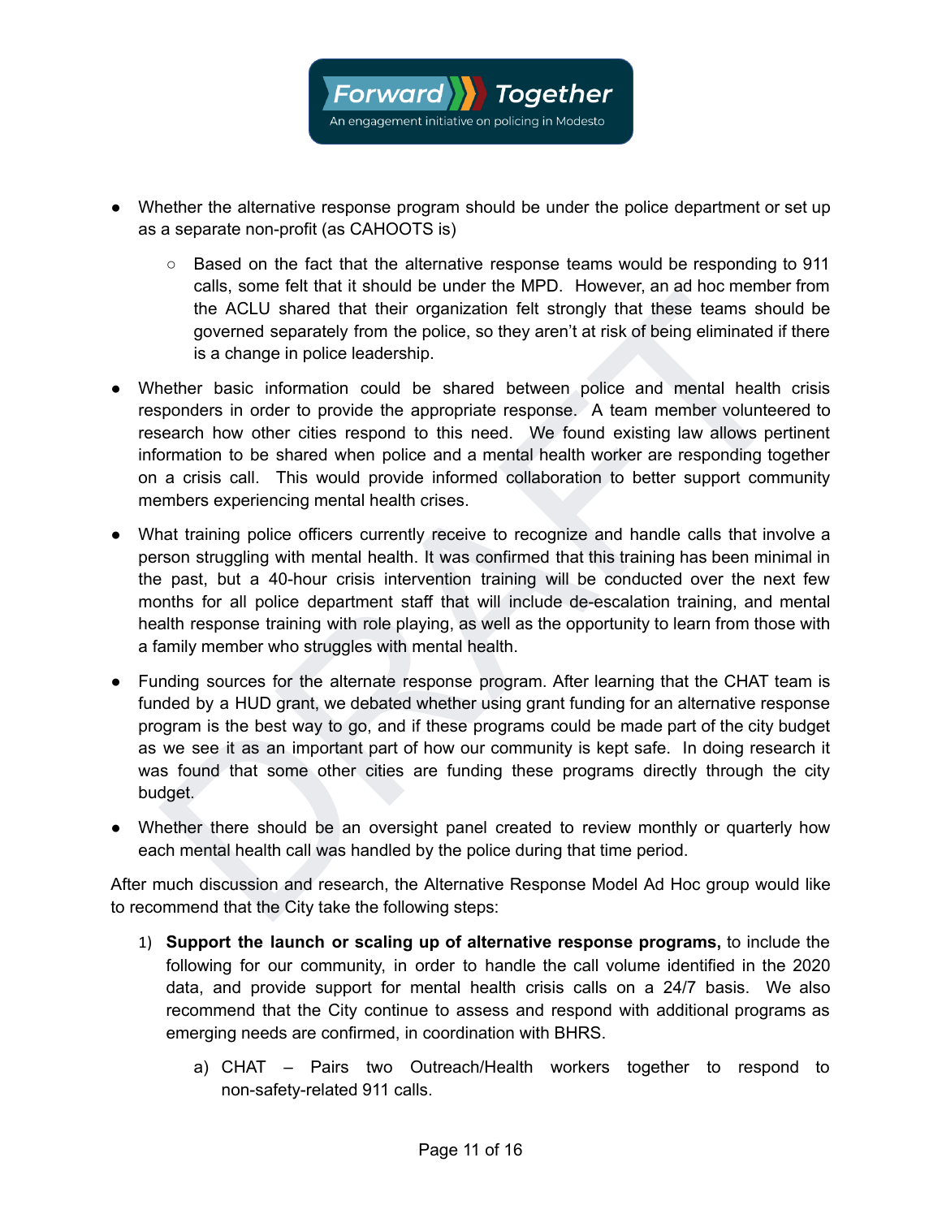- Whether the alternative response program should be under the police department or set up as a separate non-profit (as CAHOOTS is)
  - Based on the fact that the alternative response teams would be responding to 911 calls, some felt that it should be under the MPD. However, an ad hoc member from the ACLU shared that their organization felt strongly that these teams should be governed separately from the police, so they aren't at risk of being eliminated if there is a change in police leadership.
- Whether basic information could be shared between police and mental health crisis responders in order to provide the appropriate response. A team member volunteered to research how other cities respond to this need. We found existing law allows pertinent information to be shared when police and a mental health worker are responding together on a crisis call. This would provide informed collaboration to better support community members experiencing mental health crises.
- What training police officers currently receive to recognize and handle calls that involve a person struggling with mental health. It was confirmed that this training has been minimal in the past, but a 40-hour crisis intervention training will be conducted over the next few months for all police department staff that will include de-escalation training, and mental health response training with role playing, as well as the opportunity to learn from those with a family member who struggles with mental health.
- Funding sources for the alternate response program. After learning that the CHAT team is funded by a HUD grant, we debated whether using grant funding for an alternative response program is the best way to go, and if these programs could be made part of the city budget as we see it as an important part of how our community is kept safe. In doing research it was found that some other cities are funding these programs directly through the city budget.
- Whether there should be an oversight panel created to review monthly or quarterly how each mental health call was handled by the police during that time period.

After much discussion and research, the Alternative Response Model Ad Hoc group would like to recommend that the City take the following steps:

1) **Support the launch or scaling up of alternative response programs,** to include the following for our community, in order to handle the call volume identified in the 2020 data, and provide support for mental health crisis calls on a 24/7 basis. We also recommend that the City continue to assess and respond with additional programs as emerging needs are confirmed, in coordination with BHRS.
   a) CHAT – Pairs two Outreach/Health workers together to respond to non-safety-related 911 calls.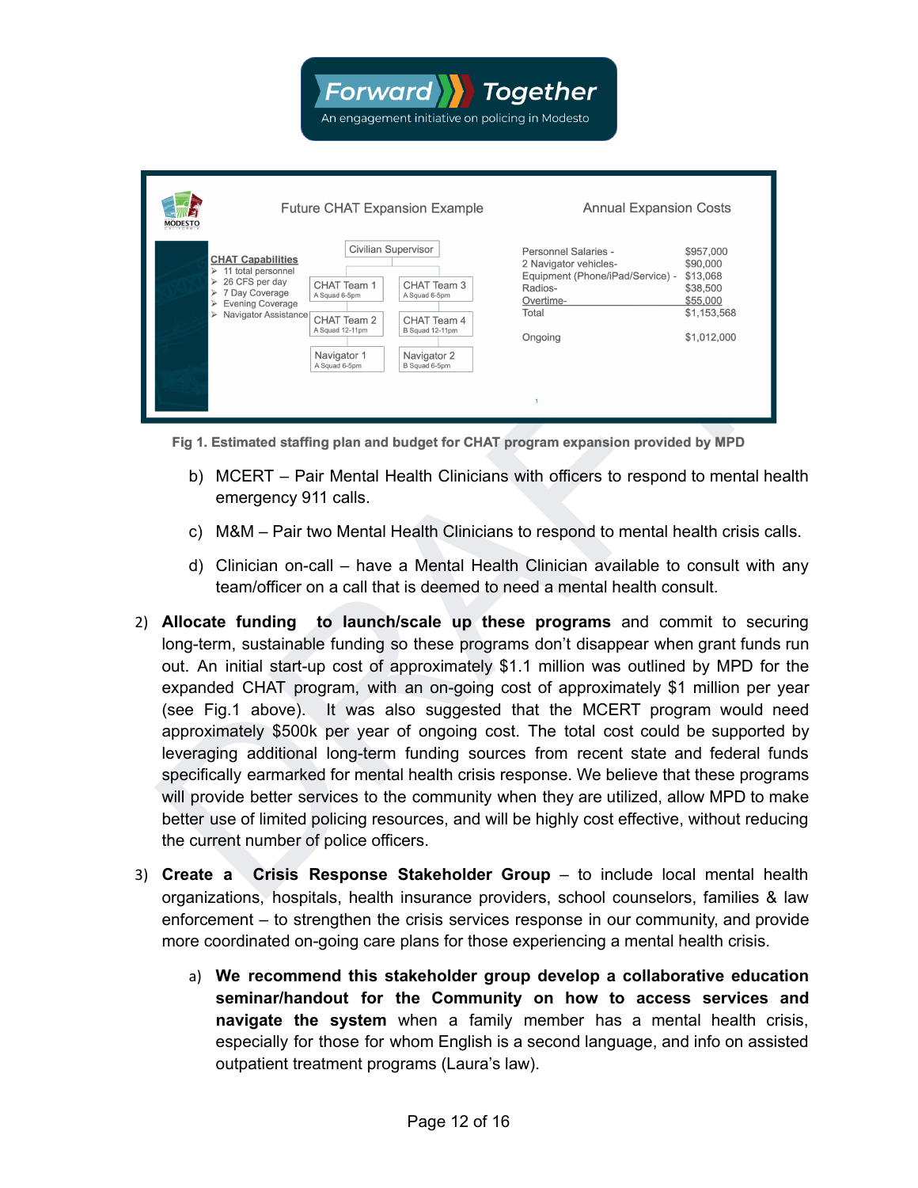Future CHAT Expansion Example

**CHAT Capabilities**
- 11 total personnel
- 26 CFS per day
- 7 Day Coverage
- Evening Coverage
- Navigator Assistance

Civilian Supervisor

- CHAT Team 1 – A Squad 6-5pm
- CHAT Team 3 – A Squad 6-5pm
- CHAT Team 2 – A Squad 12-11pm
- CHAT Team 4 – B Squad 12-11pm
- Navigator 1 – A Squad 6-5pm
- Navigator 2 – B Squad 6-5pm

Annual Expansion Costs

| Item | Cost |
|---|---|
| Personnel Salaries - | $957,000 |
| 2 Navigator vehicles- | $90,000 |
| Equipment (Phone/iPad/Service) - | $13,068 |
| Radios- | $38,500 |
| Overtime- | $55,000 |
| Total | $1,153,568 |
| Ongoing | $1,012,000 |

**Fig 1. Estimated staffing plan and budget for CHAT program expansion provided by MPD**

b) MCERT – Pair Mental Health Clinicians with officers to respond to mental health emergency 911 calls.

c) M&M – Pair two Mental Health Clinicians to respond to mental health crisis calls.

d) Clinician on-call – have a Mental Health Clinician available to consult with any team/officer on a call that is deemed to need a mental health consult.

2) **Allocate funding to launch/scale up these programs** and commit to securing long-term, sustainable funding so these programs don't disappear when grant funds run out. An initial start-up cost of approximately $1.1 million was outlined by MPD for the expanded CHAT program, with an on-going cost of approximately $1 million per year (see Fig.1 above). It was also suggested that the MCERT program would need approximately $500k per year of ongoing cost. The total cost could be supported by leveraging additional long-term funding sources from recent state and federal funds specifically earmarked for mental health crisis response. We believe that these programs will provide better services to the community when they are utilized, allow MPD to make better use of limited policing resources, and will be highly cost effective, without reducing the current number of police officers.

3) **Create a Crisis Response Stakeholder Group** – to include local mental health organizations, hospitals, health insurance providers, school counselors, families & law enforcement – to strengthen the crisis services response in our community, and provide more coordinated on-going care plans for those experiencing a mental health crisis.

a) **We recommend this stakeholder group develop a collaborative education seminar/handout for the Community on how to access services and navigate the system** when a family member has a mental health crisis, especially for those for whom English is a second language, and info on assisted outpatient treatment programs (Laura's law).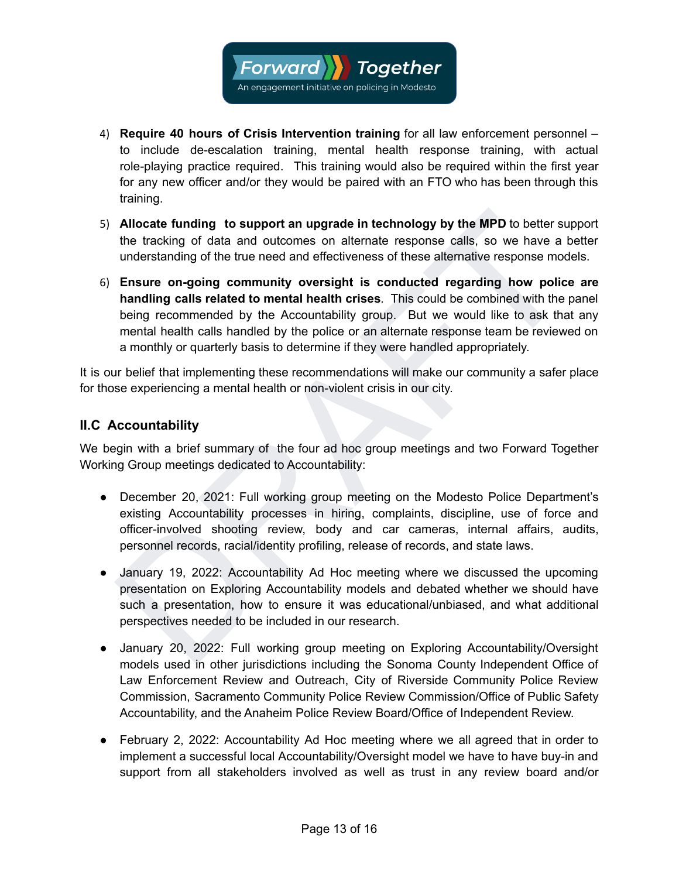4) **Require 40 hours of Crisis Intervention training** for all law enforcement personnel – to include de-escalation training, mental health response training, with actual role-playing practice required. This training would also be required within the first year for any new officer and/or they would be paired with an FTO who has been through this training.

5) **Allocate funding to support an upgrade in technology by the MPD** to better support the tracking of data and outcomes on alternate response calls, so we have a better understanding of the true need and effectiveness of these alternative response models.

6) **Ensure on-going community oversight is conducted regarding how police are handling calls related to mental health crises**. This could be combined with the panel being recommended by the Accountability group. But we would like to ask that any mental health calls handled by the police or an alternate response team be reviewed on a monthly or quarterly basis to determine if they were handled appropriately.

It is our belief that implementing these recommendations will make our community a safer place for those experiencing a mental health or non-violent crisis in our city.

### II.C Accountability

We begin with a brief summary of the four ad hoc group meetings and two Forward Together Working Group meetings dedicated to Accountability:

- December 20, 2021: Full working group meeting on the Modesto Police Department's existing Accountability processes in hiring, complaints, discipline, use of force and officer-involved shooting review, body and car cameras, internal affairs, audits, personnel records, racial/identity profiling, release of records, and state laws.
- January 19, 2022: Accountability Ad Hoc meeting where we discussed the upcoming presentation on Exploring Accountability models and debated whether we should have such a presentation, how to ensure it was educational/unbiased, and what additional perspectives needed to be included in our research.
- January 20, 2022: Full working group meeting on Exploring Accountability/Oversight models used in other jurisdictions including the Sonoma County Independent Office of Law Enforcement Review and Outreach, City of Riverside Community Police Review Commission, Sacramento Community Police Review Commission/Office of Public Safety Accountability, and the Anaheim Police Review Board/Office of Independent Review.
- February 2, 2022: Accountability Ad Hoc meeting where we all agreed that in order to implement a successful local Accountability/Oversight model we have to have buy-in and support from all stakeholders involved as well as trust in any review board and/or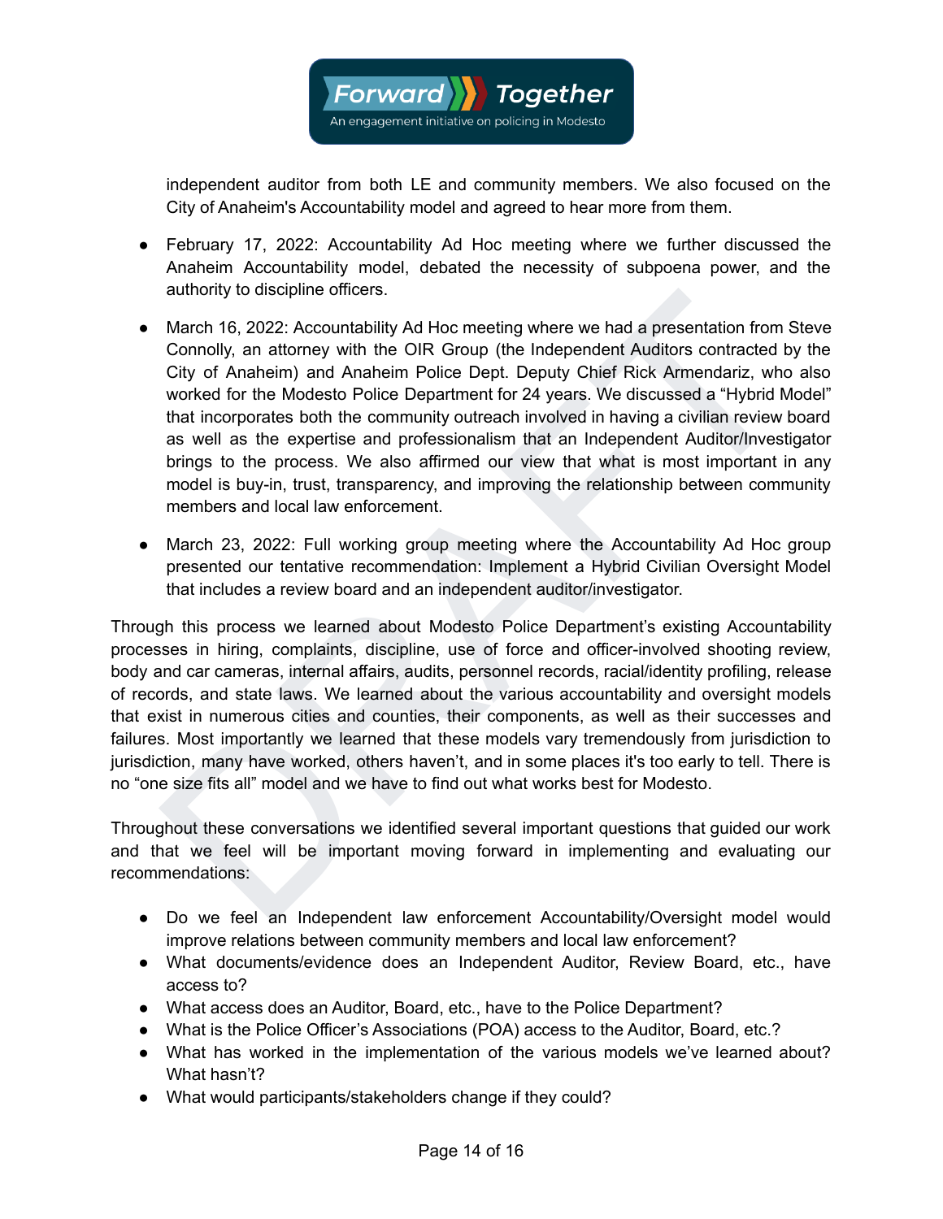independent auditor from both LE and community members. We also focused on the City of Anaheim's Accountability model and agreed to hear more from them.

- February 17, 2022: Accountability Ad Hoc meeting where we further discussed the Anaheim Accountability model, debated the necessity of subpoena power, and the authority to discipline officers.
- March 16, 2022: Accountability Ad Hoc meeting where we had a presentation from Steve Connolly, an attorney with the OIR Group (the Independent Auditors contracted by the City of Anaheim) and Anaheim Police Dept. Deputy Chief Rick Armendariz, who also worked for the Modesto Police Department for 24 years. We discussed a "Hybrid Model" that incorporates both the community outreach involved in having a civilian review board as well as the expertise and professionalism that an Independent Auditor/Investigator brings to the process. We also affirmed our view that what is most important in any model is buy-in, trust, transparency, and improving the relationship between community members and local law enforcement.
- March 23, 2022: Full working group meeting where the Accountability Ad Hoc group presented our tentative recommendation: Implement a Hybrid Civilian Oversight Model that includes a review board and an independent auditor/investigator.

Through this process we learned about Modesto Police Department's existing Accountability processes in hiring, complaints, discipline, use of force and officer-involved shooting review, body and car cameras, internal affairs, audits, personnel records, racial/identity profiling, release of records, and state laws. We learned about the various accountability and oversight models that exist in numerous cities and counties, their components, as well as their successes and failures. Most importantly we learned that these models vary tremendously from jurisdiction to jurisdiction, many have worked, others haven't, and in some places it's too early to tell. There is no "one size fits all" model and we have to find out what works best for Modesto.

Throughout these conversations we identified several important questions that guided our work and that we feel will be important moving forward in implementing and evaluating our recommendations:

- Do we feel an Independent law enforcement Accountability/Oversight model would improve relations between community members and local law enforcement?
- What documents/evidence does an Independent Auditor, Review Board, etc., have access to?
- What access does an Auditor, Board, etc., have to the Police Department?
- What is the Police Officer's Associations (POA) access to the Auditor, Board, etc.?
- What has worked in the implementation of the various models we've learned about? What hasn't?
- What would participants/stakeholders change if they could?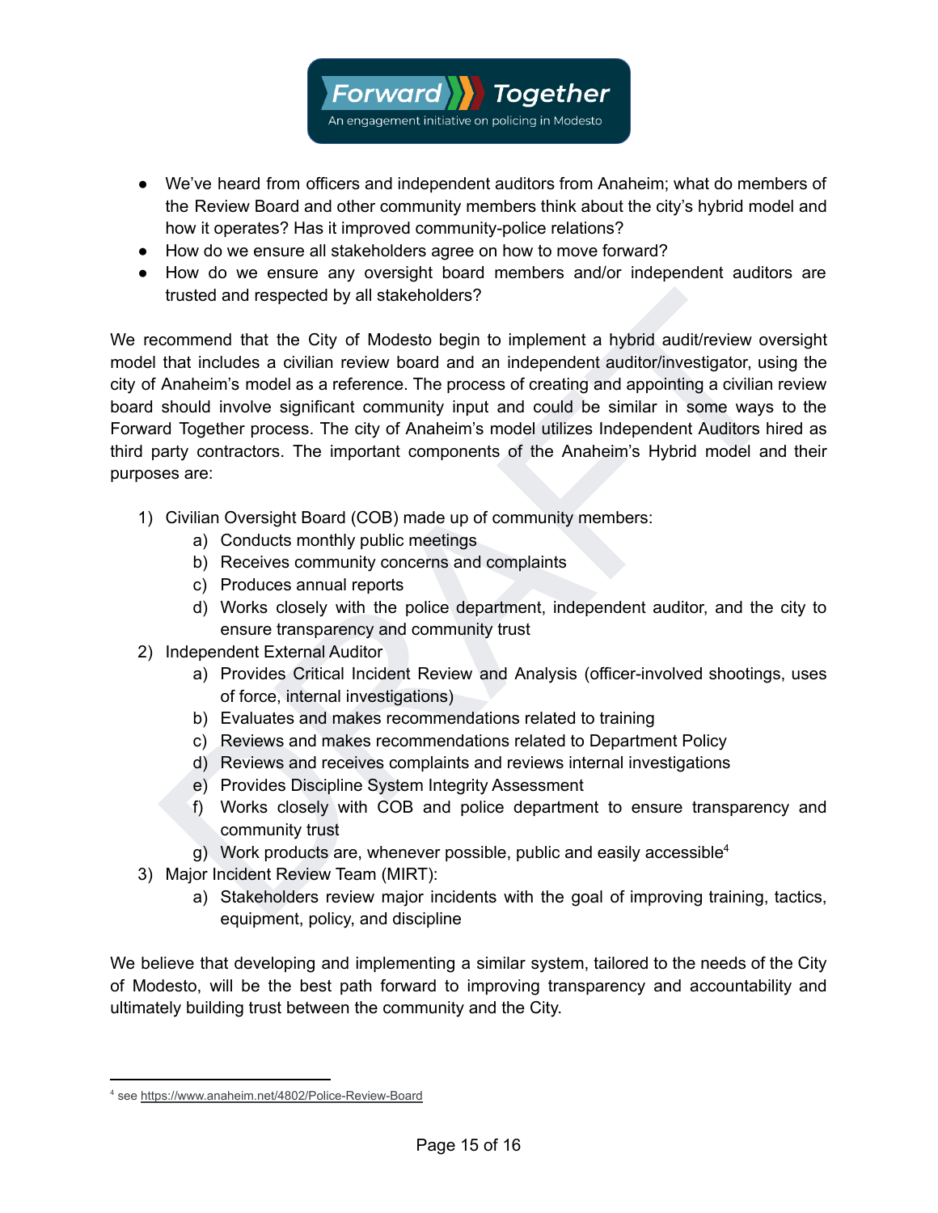- We've heard from officers and independent auditors from Anaheim; what do members of the Review Board and other community members think about the city's hybrid model and how it operates? Has it improved community-police relations?
- How do we ensure all stakeholders agree on how to move forward?
- How do we ensure any oversight board members and/or independent auditors are trusted and respected by all stakeholders?

We recommend that the City of Modesto begin to implement a hybrid audit/review oversight model that includes a civilian review board and an independent auditor/investigator, using the city of Anaheim's model as a reference. The process of creating and appointing a civilian review board should involve significant community input and could be similar in some ways to the Forward Together process. The city of Anaheim's model utilizes Independent Auditors hired as third party contractors. The important components of the Anaheim's Hybrid model and their purposes are:

1) Civilian Oversight Board (COB) made up of community members:
   a) Conducts monthly public meetings
   b) Receives community concerns and complaints
   c) Produces annual reports
   d) Works closely with the police department, independent auditor, and the city to ensure transparency and community trust
2) Independent External Auditor
   a) Provides Critical Incident Review and Analysis (officer-involved shootings, uses of force, internal investigations)
   b) Evaluates and makes recommendations related to training
   c) Reviews and makes recommendations related to Department Policy
   d) Reviews and receives complaints and reviews internal investigations
   e) Provides Discipline System Integrity Assessment
   f) Works closely with COB and police department to ensure transparency and community trust
   g) Work products are, whenever possible, public and easily accessible[4]
3) Major Incident Review Team (MIRT):
   a) Stakeholders review major incidents with the goal of improving training, tactics, equipment, policy, and discipline

We believe that developing and implementing a similar system, tailored to the needs of the City of Modesto, will be the best path forward to improving transparency and accountability and ultimately building trust between the community and the City.

---

[4] see https://www.anaheim.net/4802/Police-Review-Board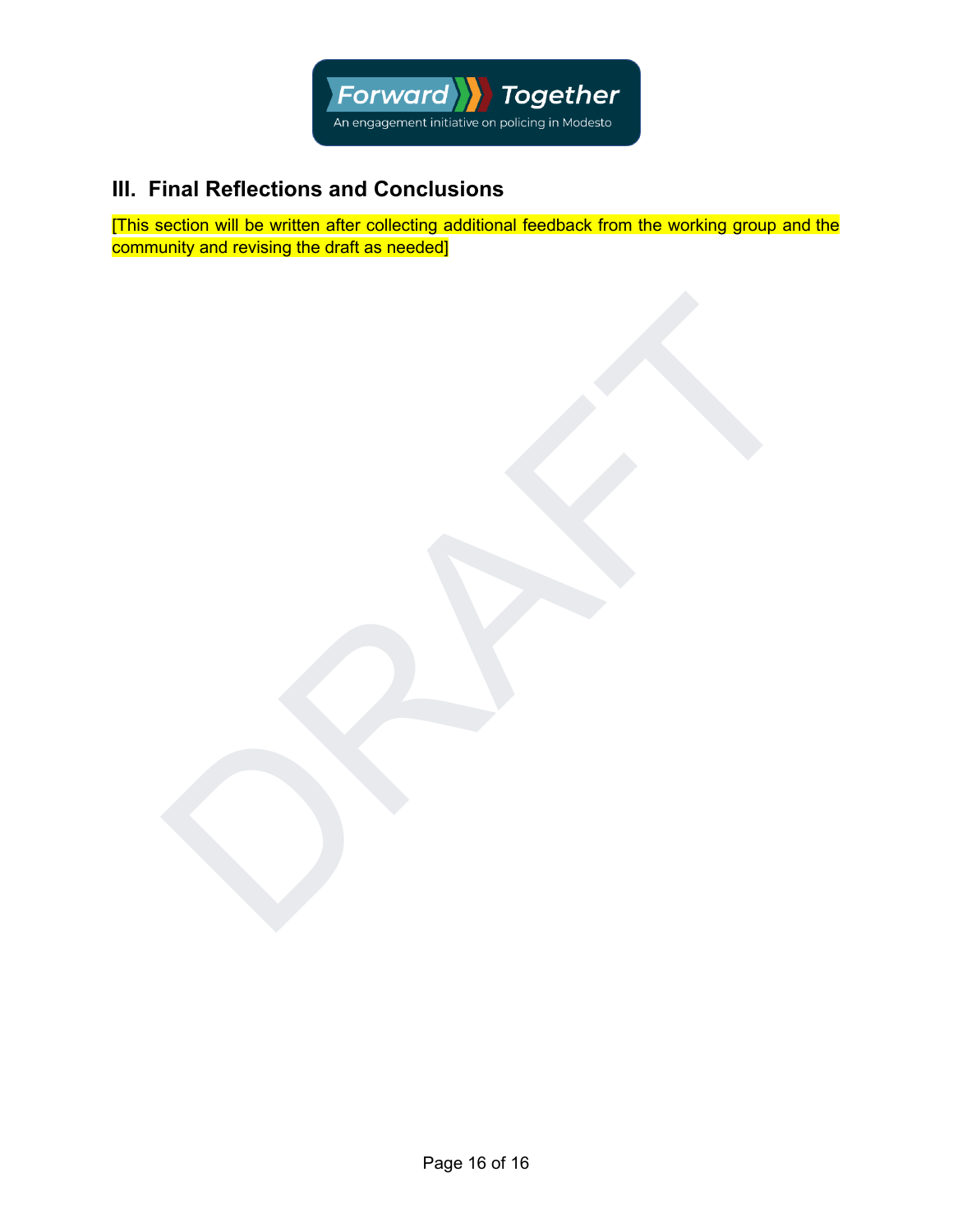## III. Final Reflections and Conclusions

[This section will be written after collecting additional feedback from the working group and the community and revising the draft as needed]